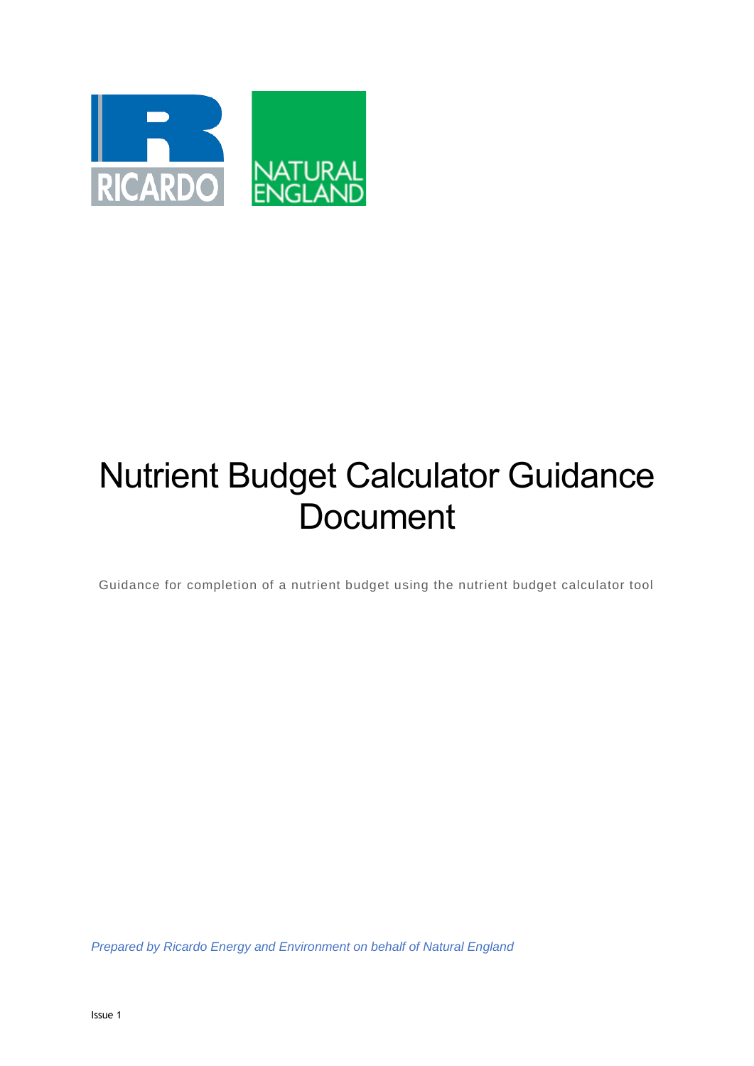# Nutrient Budget Calculator Guidance Document

Guidance for completion of a nutrient budget using the nutrient budget calculator tool

*Prepared by Ricardo Energy and Environment on behalf of Natural England*

Issue 1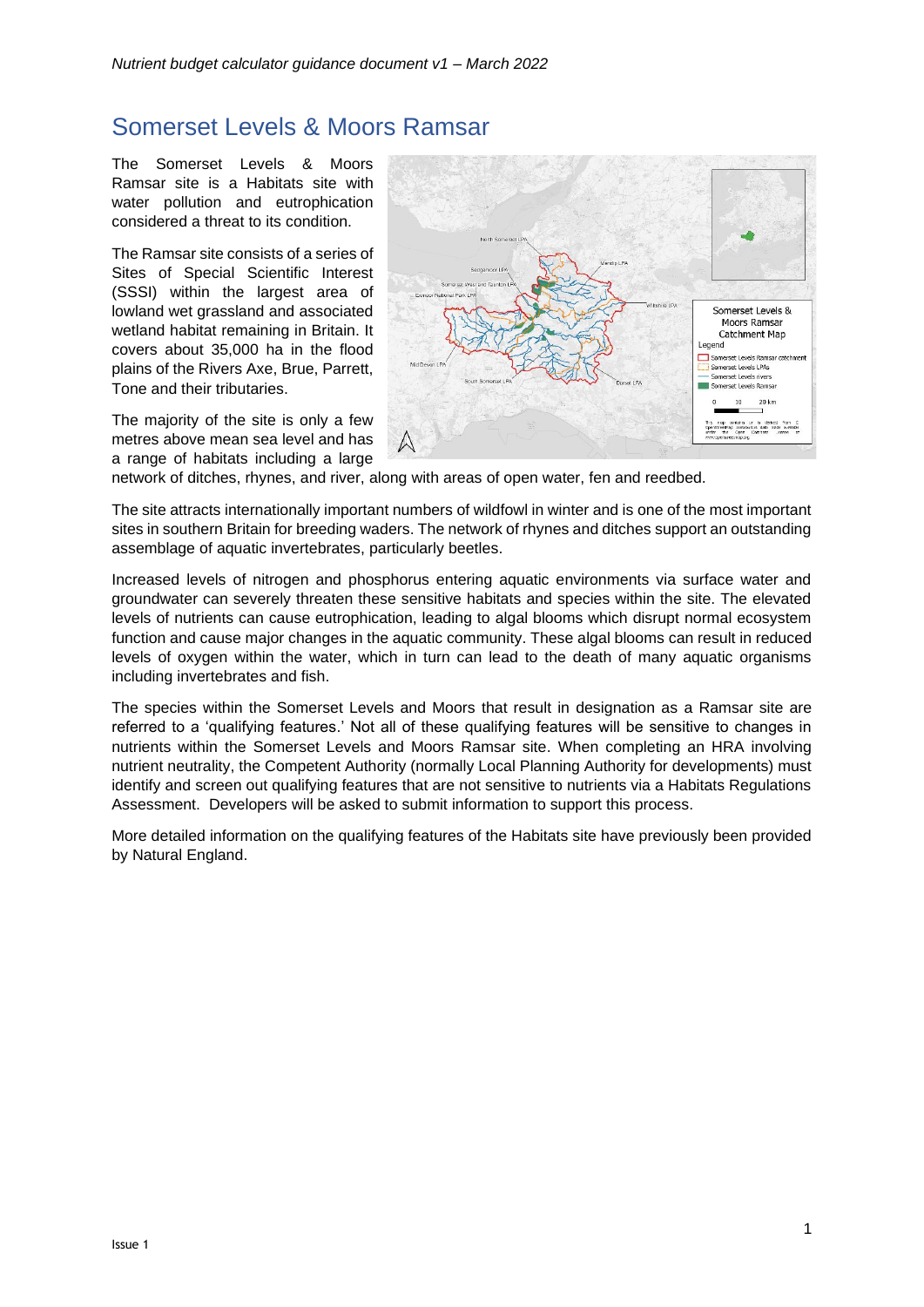# Somerset Levels & Moors Ramsar

The Somerset Levels & Moors Ramsar site is a Habitats site with water pollution and eutrophication considered a threat to its condition.

The Ramsar site consists of a series of Sites of Special Scientific Interest (SSSI) within the largest area of lowland wet grassland and associated wetland habitat remaining in Britain. It covers about 35,000 ha in the flood plains of the Rivers Axe, Brue, Parrett, Tone and their tributaries.

The majority of the site is only a few metres above mean sea level and has a range of habitats including a large network of ditches, rhynes, and river, along with areas of open water, fen and reedbed.

The site attracts internationally important numbers of wildfowl in winter and is one of the most important sites in southern Britain for breeding waders. The network of rhynes and ditches support an outstanding assemblage of aquatic invertebrates, particularly beetles.

Increased levels of nitrogen and phosphorus entering aquatic environments via surface water and groundwater can severely threaten these sensitive habitats and species within the site. The elevated levels of nutrients can cause eutrophication, leading to algal blooms which disrupt normal ecosystem function and cause major changes in the aquatic community. These algal blooms can result in reduced levels of oxygen within the water, which in turn can lead to the death of many aquatic organisms including invertebrates and fish.

The species within the Somerset Levels and Moors that result in designation as a Ramsar site are referred to a 'qualifying features.' Not all of these qualifying features will be sensitive to changes in nutrients within the Somerset Levels and Moors Ramsar site. When completing an HRA involving nutrient neutrality, the Competent Authority (normally Local Planning Authority for developments) must identify and screen out qualifying features that are not sensitive to nutrients via a Habitats Regulations Assessment. Developers will be asked to submit information to support this process.

More detailed information on the qualifying features of the Habitats site have previously been provided by Natural England.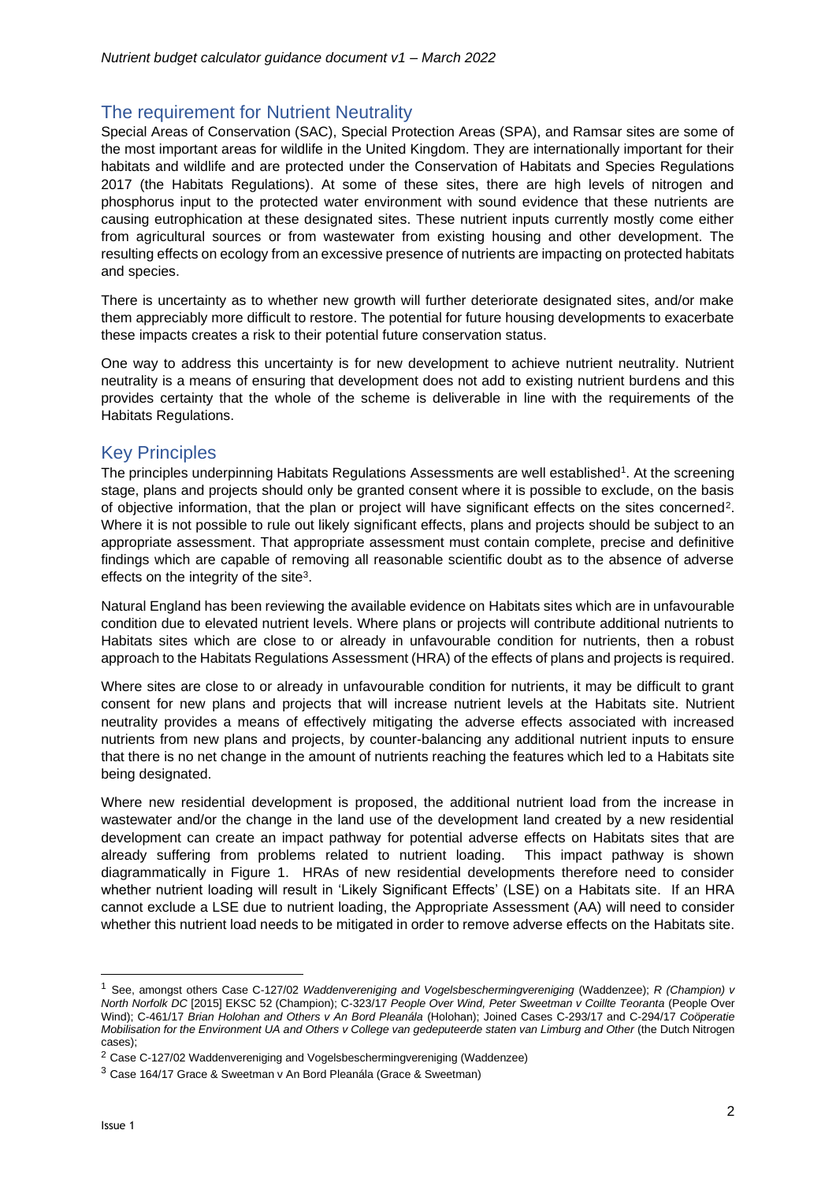## The requirement for Nutrient Neutrality

Special Areas of Conservation (SAC), Special Protection Areas (SPA), and Ramsar sites are some of the most important areas for wildlife in the United Kingdom. They are internationally important for their habitats and wildlife and are protected under the Conservation of Habitats and Species Regulations 2017 (the Habitats Regulations). At some of these sites, there are high levels of nitrogen and phosphorus input to the protected water environment with sound evidence that these nutrients are causing eutrophication at these designated sites. These nutrient inputs currently mostly come either from agricultural sources or from wastewater from existing housing and other development. The resulting effects on ecology from an excessive presence of nutrients are impacting on protected habitats and species.

There is uncertainty as to whether new growth will further deteriorate designated sites, and/or make them appreciably more difficult to restore. The potential for future housing developments to exacerbate these impacts creates a risk to their potential future conservation status.

One way to address this uncertainty is for new development to achieve nutrient neutrality. Nutrient neutrality is a means of ensuring that development does not add to existing nutrient burdens and this provides certainty that the whole of the scheme is deliverable in line with the requirements of the Habitats Regulations.

## Key Principles

The principles underpinning Habitats Regulations Assessments are well established[1]. At the screening stage, plans and projects should only be granted consent where it is possible to exclude, on the basis of objective information, that the plan or project will have significant effects on the sites concerned[2]. Where it is not possible to rule out likely significant effects, plans and projects should be subject to an appropriate assessment. That appropriate assessment must contain complete, precise and definitive findings which are capable of removing all reasonable scientific doubt as to the absence of adverse effects on the integrity of the site[3].

Natural England has been reviewing the available evidence on Habitats sites which are in unfavourable condition due to elevated nutrient levels. Where plans or projects will contribute additional nutrients to Habitats sites which are close to or already in unfavourable condition for nutrients, then a robust approach to the Habitats Regulations Assessment (HRA) of the effects of plans and projects is required.

Where sites are close to or already in unfavourable condition for nutrients, it may be difficult to grant consent for new plans and projects that will increase nutrient levels at the Habitats site. Nutrient neutrality provides a means of effectively mitigating the adverse effects associated with increased nutrients from new plans and projects, by counter-balancing any additional nutrient inputs to ensure that there is no net change in the amount of nutrients reaching the features which led to a Habitats site being designated.

Where new residential development is proposed, the additional nutrient load from the increase in wastewater and/or the change in the land use of the development land created by a new residential development can create an impact pathway for potential adverse effects on Habitats sites that are already suffering from problems related to nutrient loading. This impact pathway is shown diagrammatically in Figure 1. HRAs of new residential developments therefore need to consider whether nutrient loading will result in 'Likely Significant Effects' (LSE) on a Habitats site. If an HRA cannot exclude a LSE due to nutrient loading, the Appropriate Assessment (AA) will need to consider whether this nutrient load needs to be mitigated in order to remove adverse effects on the Habitats site.

---

[1] See, amongst others Case C-127/02 *Waddenvereniging and Vogelsbeschermingvereniging* (Waddenzee); *R (Champion) v North Norfolk DC* [2015] EKSC 52 (Champion); C-323/17 *People Over Wind, Peter Sweetman v Coillte Teoranta* (People Over Wind); C-461/17 *Brian Holohan and Others v An Bord Pleanála* (Holohan); Joined Cases C-293/17 and C-294/17 *Coöperatie Mobilisation for the Environment UA and Others v College van gedeputeerde staten van Limburg and Other* (the Dutch Nitrogen cases);

[2] Case C-127/02 Waddenvereniging and Vogelsbeschermingvereniging (Waddenzee)

[3] Case 164/17 Grace & Sweetman v An Bord Pleanála (Grace & Sweetman)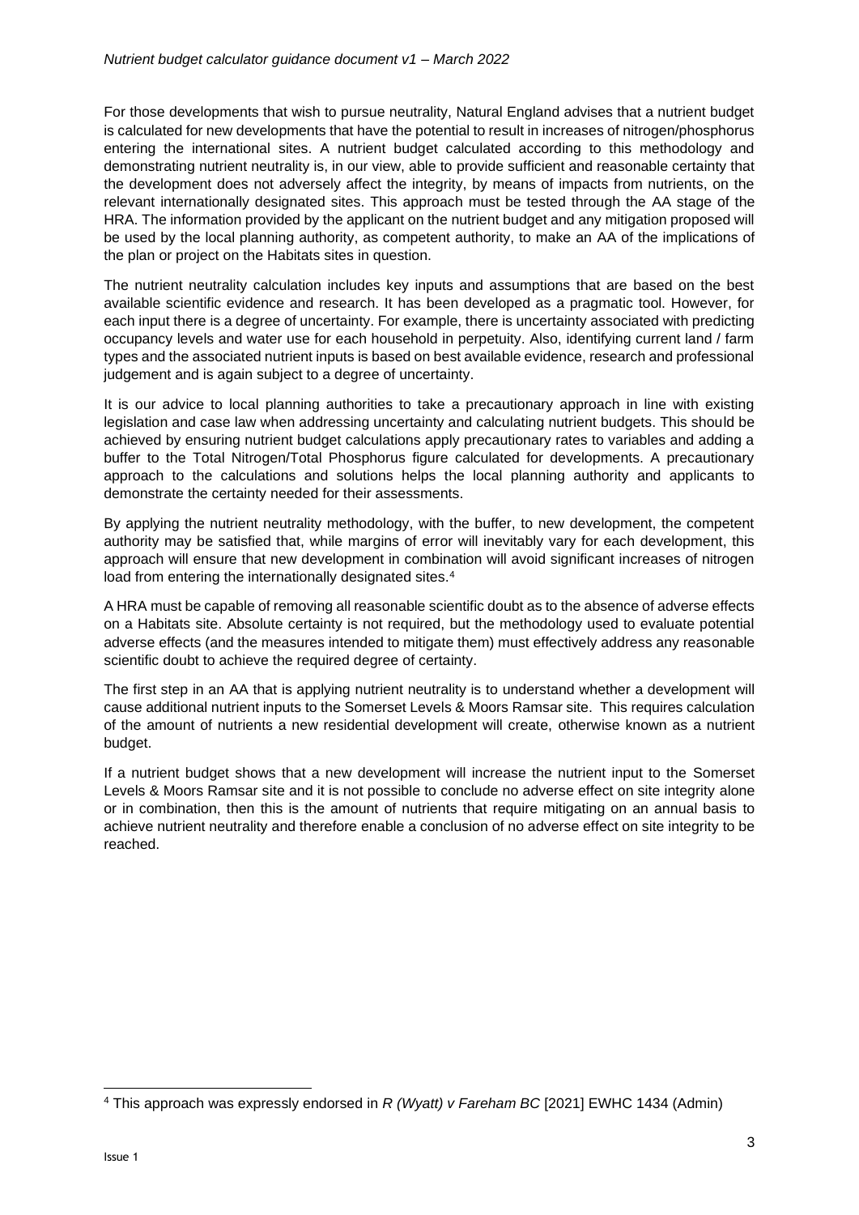For those developments that wish to pursue neutrality, Natural England advises that a nutrient budget is calculated for new developments that have the potential to result in increases of nitrogen/phosphorus entering the international sites. A nutrient budget calculated according to this methodology and demonstrating nutrient neutrality is, in our view, able to provide sufficient and reasonable certainty that the development does not adversely affect the integrity, by means of impacts from nutrients, on the relevant internationally designated sites. This approach must be tested through the AA stage of the HRA. The information provided by the applicant on the nutrient budget and any mitigation proposed will be used by the local planning authority, as competent authority, to make an AA of the implications of the plan or project on the Habitats sites in question.

The nutrient neutrality calculation includes key inputs and assumptions that are based on the best available scientific evidence and research. It has been developed as a pragmatic tool. However, for each input there is a degree of uncertainty. For example, there is uncertainty associated with predicting occupancy levels and water use for each household in perpetuity. Also, identifying current land / farm types and the associated nutrient inputs is based on best available evidence, research and professional judgement and is again subject to a degree of uncertainty.

It is our advice to local planning authorities to take a precautionary approach in line with existing legislation and case law when addressing uncertainty and calculating nutrient budgets. This should be achieved by ensuring nutrient budget calculations apply precautionary rates to variables and adding a buffer to the Total Nitrogen/Total Phosphorus figure calculated for developments. A precautionary approach to the calculations and solutions helps the local planning authority and applicants to demonstrate the certainty needed for their assessments.

By applying the nutrient neutrality methodology, with the buffer, to new development, the competent authority may be satisfied that, while margins of error will inevitably vary for each development, this approach will ensure that new development in combination will avoid significant increases of nitrogen load from entering the internationally designated sites.[4]

A HRA must be capable of removing all reasonable scientific doubt as to the absence of adverse effects on a Habitats site. Absolute certainty is not required, but the methodology used to evaluate potential adverse effects (and the measures intended to mitigate them) must effectively address any reasonable scientific doubt to achieve the required degree of certainty.

The first step in an AA that is applying nutrient neutrality is to understand whether a development will cause additional nutrient inputs to the Somerset Levels & Moors Ramsar site. This requires calculation of the amount of nutrients a new residential development will create, otherwise known as a nutrient budget.

If a nutrient budget shows that a new development will increase the nutrient input to the Somerset Levels & Moors Ramsar site and it is not possible to conclude no adverse effect on site integrity alone or in combination, then this is the amount of nutrients that require mitigating on an annual basis to achieve nutrient neutrality and therefore enable a conclusion of no adverse effect on site integrity to be reached.

---

[4] This approach was expressly endorsed in *R (Wyatt) v Fareham BC* [2021] EWHC 1434 (Admin)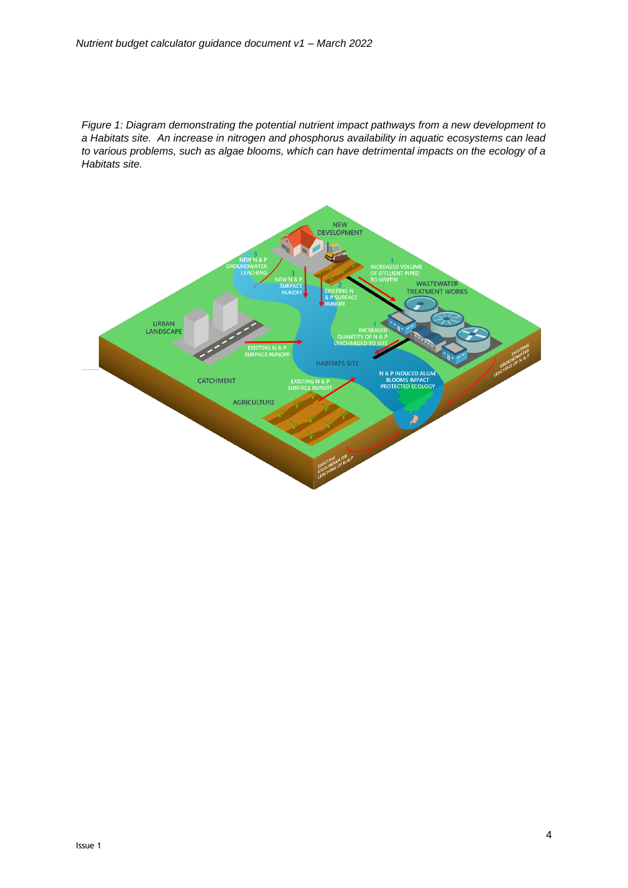*Figure 1: Diagram demonstrating the potential nutrient impact pathways from a new development to a Habitats site. An increase in nitrogen and phosphorus availability in aquatic ecosystems can lead to various problems, such as algae blooms, which can have detrimental impacts on the ecology of a Habitats site.*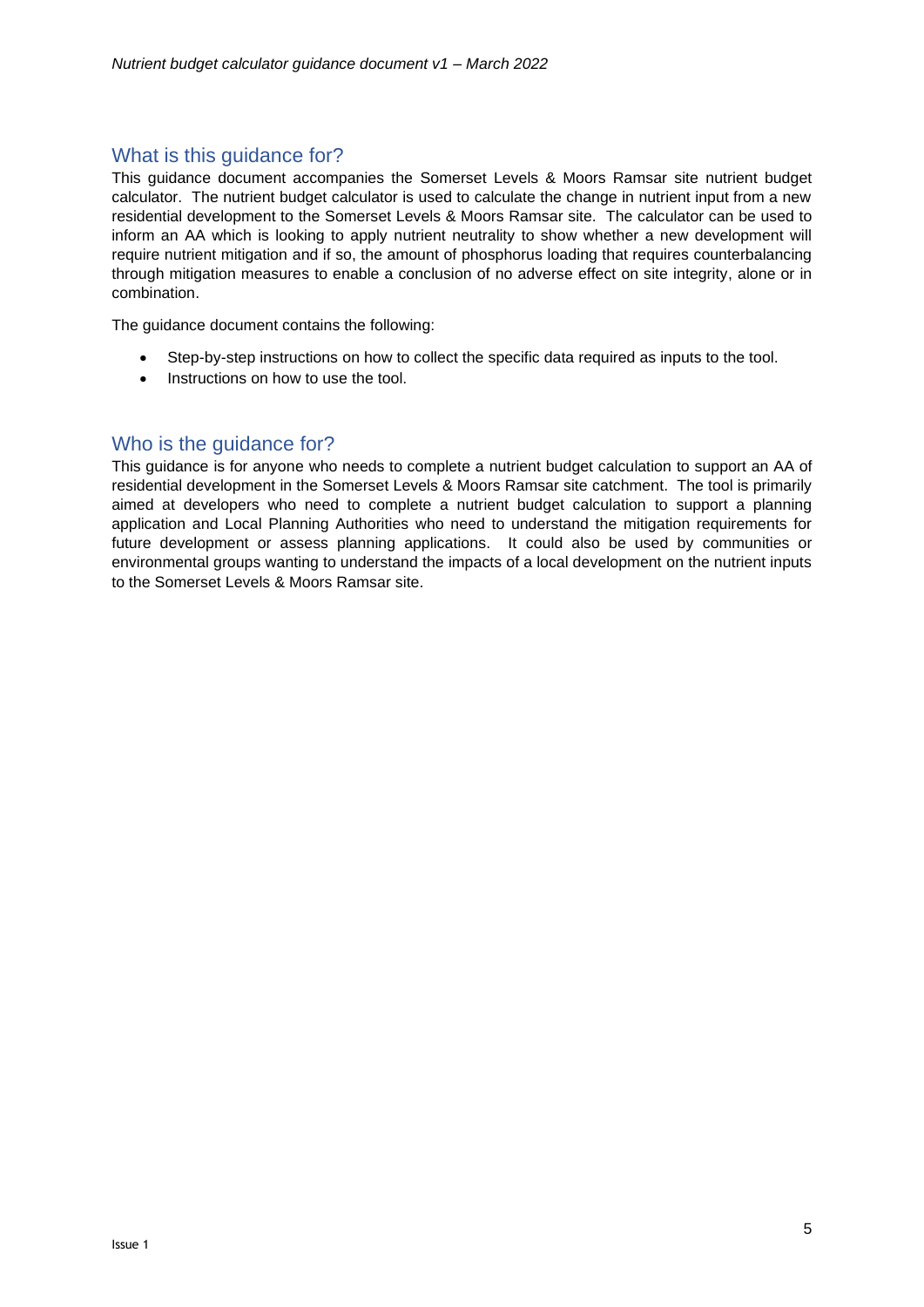## What is this guidance for?

This guidance document accompanies the Somerset Levels & Moors Ramsar site nutrient budget calculator. The nutrient budget calculator is used to calculate the change in nutrient input from a new residential development to the Somerset Levels & Moors Ramsar site. The calculator can be used to inform an AA which is looking to apply nutrient neutrality to show whether a new development will require nutrient mitigation and if so, the amount of phosphorus loading that requires counterbalancing through mitigation measures to enable a conclusion of no adverse effect on site integrity, alone or in combination.

The guidance document contains the following:

- Step-by-step instructions on how to collect the specific data required as inputs to the tool.
- Instructions on how to use the tool.

## Who is the guidance for?

This guidance is for anyone who needs to complete a nutrient budget calculation to support an AA of residential development in the Somerset Levels & Moors Ramsar site catchment. The tool is primarily aimed at developers who need to complete a nutrient budget calculation to support a planning application and Local Planning Authorities who need to understand the mitigation requirements for future development or assess planning applications. It could also be used by communities or environmental groups wanting to understand the impacts of a local development on the nutrient inputs to the Somerset Levels & Moors Ramsar site.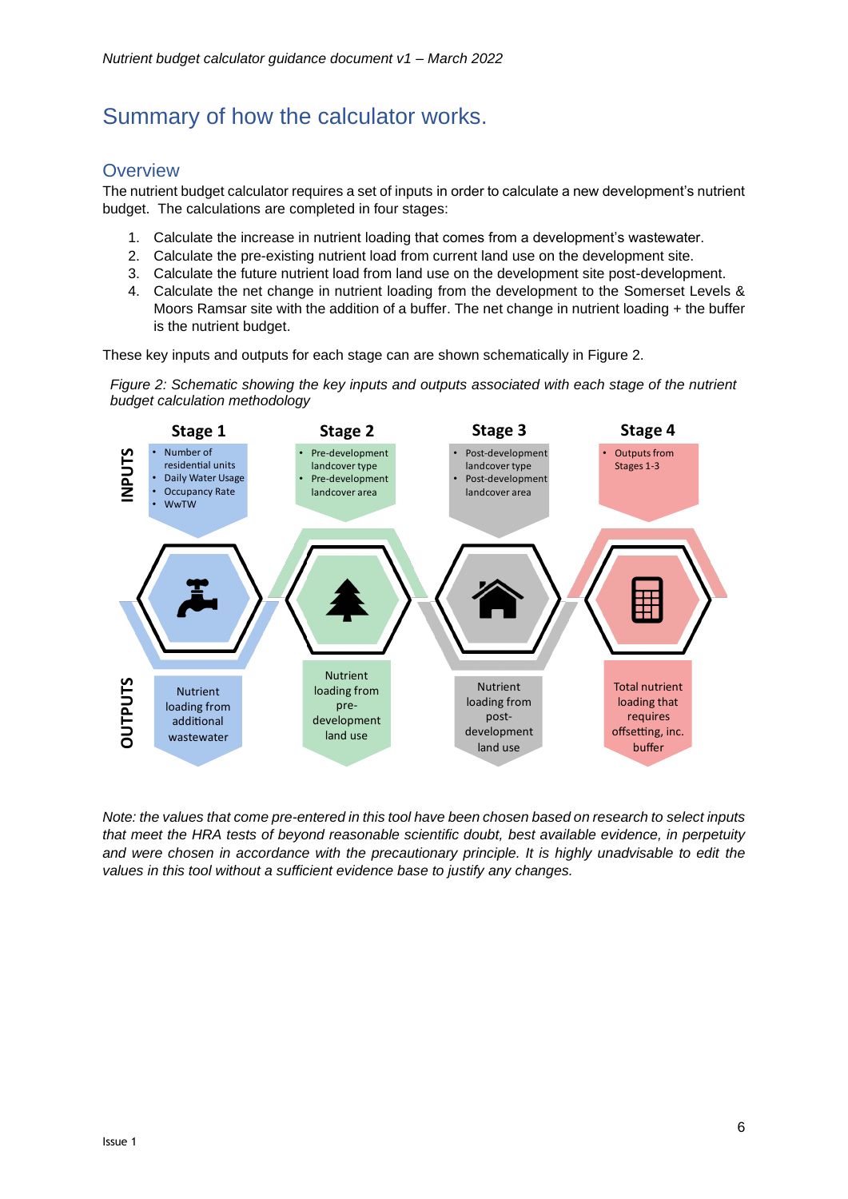# Summary of how the calculator works.

## Overview

The nutrient budget calculator requires a set of inputs in order to calculate a new development's nutrient budget. The calculations are completed in four stages:

1. Calculate the increase in nutrient loading that comes from a development's wastewater.
2. Calculate the pre-existing nutrient load from current land use on the development site.
3. Calculate the future nutrient load from land use on the development site post-development.
4. Calculate the net change in nutrient loading from the development to the Somerset Levels & Moors Ramsar site with the addition of a buffer. The net change in nutrient loading + the buffer is the nutrient budget.

These key inputs and outputs for each stage can are shown schematically in Figure 2.

*Figure 2: Schematic showing the key inputs and outputs associated with each stage of the nutrient budget calculation methodology*

| | Stage 1 | Stage 2 | Stage 3 | Stage 4 |
|---|---|---|---|---|
| **INPUTS** | • Number of residential units<br>• Daily Water Usage<br>• Occupancy Rate<br>• WwTW | • Pre-development landcover type<br>• Pre-development landcover area | • Post-development landcover type<br>• Post-development landcover area | • Outputs from Stages 1-3 |
| **OUTPUTS** | Nutrient loading from additional wastewater | Nutrient loading from pre-development land use | Nutrient loading from post-development land use | Total nutrient loading that requires offsetting, inc. buffer |

*Note: the values that come pre-entered in this tool have been chosen based on research to select inputs that meet the HRA tests of beyond reasonable scientific doubt, best available evidence, in perpetuity and were chosen in accordance with the precautionary principle. It is highly unadvisable to edit the values in this tool without a sufficient evidence base to justify any changes.*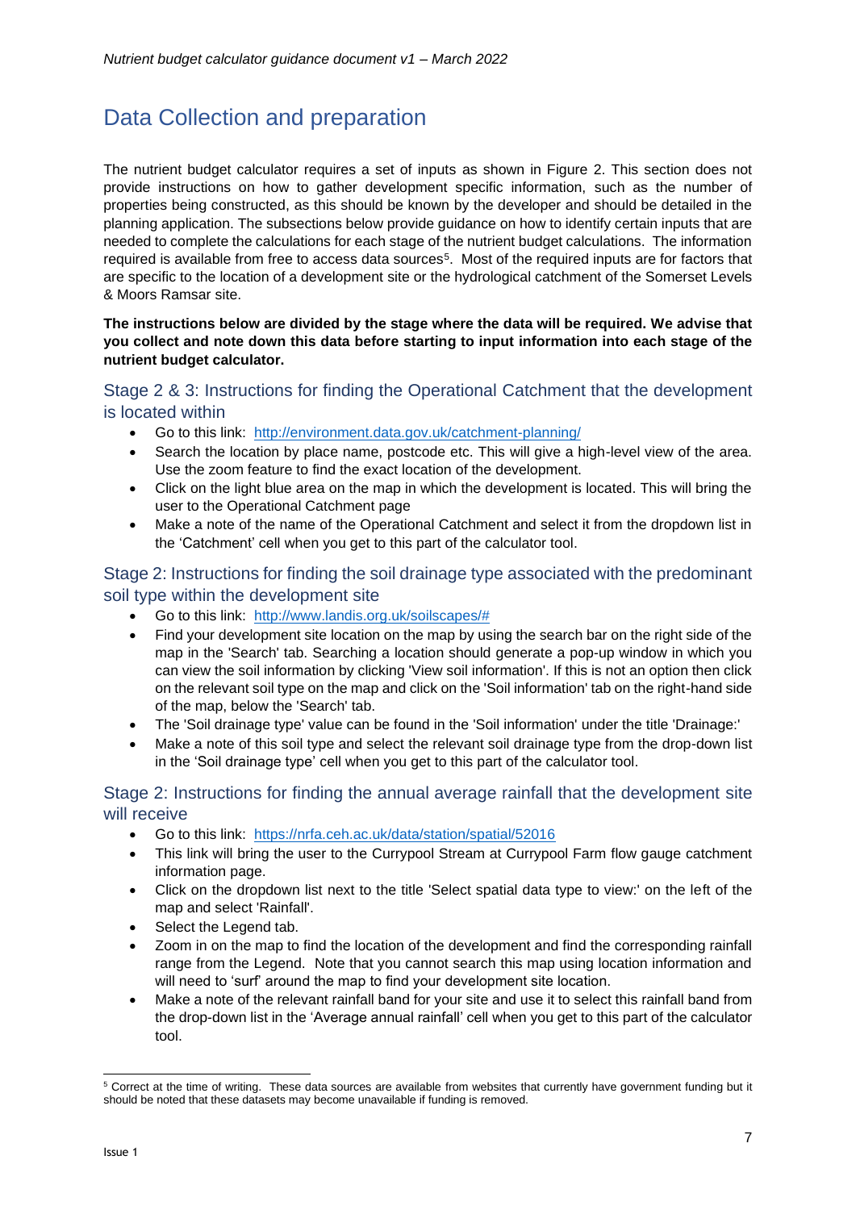# Data Collection and preparation

The nutrient budget calculator requires a set of inputs as shown in Figure 2. This section does not provide instructions on how to gather development specific information, such as the number of properties being constructed, as this should be known by the developer and should be detailed in the planning application. The subsections below provide guidance on how to identify certain inputs that are needed to complete the calculations for each stage of the nutrient budget calculations. The information required is available from free to access data sources[5]. Most of the required inputs are for factors that are specific to the location of a development site or the hydrological catchment of the Somerset Levels & Moors Ramsar site.

**The instructions below are divided by the stage where the data will be required. We advise that you collect and note down this data before starting to input information into each stage of the nutrient budget calculator.**

## Stage 2 & 3: Instructions for finding the Operational Catchment that the development is located within

- Go to this link: http://environment.data.gov.uk/catchment-planning/
- Search the location by place name, postcode etc. This will give a high-level view of the area. Use the zoom feature to find the exact location of the development.
- Click on the light blue area on the map in which the development is located. This will bring the user to the Operational Catchment page
- Make a note of the name of the Operational Catchment and select it from the dropdown list in the 'Catchment' cell when you get to this part of the calculator tool.

## Stage 2: Instructions for finding the soil drainage type associated with the predominant soil type within the development site

- Go to this link: http://www.landis.org.uk/soilscapes/#
- Find your development site location on the map by using the search bar on the right side of the map in the 'Search' tab. Searching a location should generate a pop-up window in which you can view the soil information by clicking 'View soil information'. If this is not an option then click on the relevant soil type on the map and click on the 'Soil information' tab on the right-hand side of the map, below the 'Search' tab.
- The 'Soil drainage type' value can be found in the 'Soil information' under the title 'Drainage:'
- Make a note of this soil type and select the relevant soil drainage type from the drop-down list in the 'Soil drainage type' cell when you get to this part of the calculator tool.

## Stage 2: Instructions for finding the annual average rainfall that the development site will receive

- Go to this link: https://nrfa.ceh.ac.uk/data/station/spatial/52016
- This link will bring the user to the Currypool Stream at Currypool Farm flow gauge catchment information page.
- Click on the dropdown list next to the title 'Select spatial data type to view:' on the left of the map and select 'Rainfall'.
- Select the Legend tab.
- Zoom in on the map to find the location of the development and find the corresponding rainfall range from the Legend. Note that you cannot search this map using location information and will need to 'surf' around the map to find your development site location.
- Make a note of the relevant rainfall band for your site and use it to select this rainfall band from the drop-down list in the 'Average annual rainfall' cell when you get to this part of the calculator tool.

[5] Correct at the time of writing. These data sources are available from websites that currently have government funding but it should be noted that these datasets may become unavailable if funding is removed.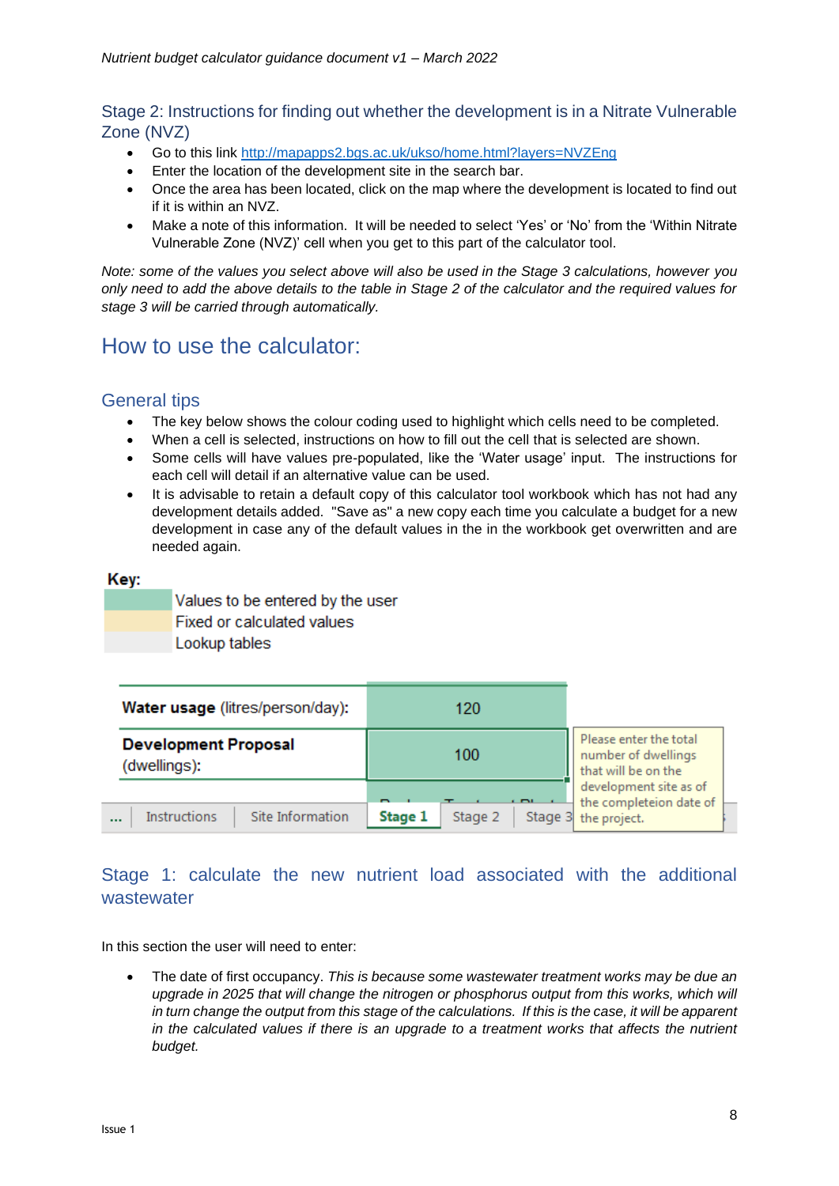## Stage 2: Instructions for finding out whether the development is in a Nitrate Vulnerable Zone (NVZ)

- Go to this link http://mapapps2.bgs.ac.uk/ukso/home.html?layers=NVZEng
- Enter the location of the development site in the search bar.
- Once the area has been located, click on the map where the development is located to find out if it is within an NVZ.
- Make a note of this information. It will be needed to select 'Yes' or 'No' from the 'Within Nitrate Vulnerable Zone (NVZ)' cell when you get to this part of the calculator tool.

*Note: some of the values you select above will also be used in the Stage 3 calculations, however you only need to add the above details to the table in Stage 2 of the calculator and the required values for stage 3 will be carried through automatically.*

# How to use the calculator:

## General tips

- The key below shows the colour coding used to highlight which cells need to be completed.
- When a cell is selected, instructions on how to fill out the cell that is selected are shown.
- Some cells will have values pre-populated, like the 'Water usage' input. The instructions for each cell will detail if an alternative value can be used.
- It is advisable to retain a default copy of this calculator tool workbook which has not had any development details added. "Save as" a new copy each time you calculate a budget for a new development in case any of the default values in the in the workbook get overwritten and are needed again.

**Key:**

| | |
|---|---|
| (green) | Values to be entered by the user |
| (yellow) | Fixed or calculated values |
| (grey) | Lookup tables |

| | | |
|---|---|---|
| **Water usage** (litres/person/day): | 120 | |
| **Development Proposal** (dwellings): | 100 | Please enter the total number of dwellings that will be on the development site as of the completeion date of the project. |

... | Instructions | Site Information | **Stage 1** | Stage 2 | Stage 3

## Stage 1: calculate the new nutrient load associated with the additional wastewater

In this section the user will need to enter:

- The date of first occupancy. *This is because some wastewater treatment works may be due an upgrade in 2025 that will change the nitrogen or phosphorus output from this works, which will in turn change the output from this stage of the calculations. If this is the case, it will be apparent in the calculated values if there is an upgrade to a treatment works that affects the nutrient budget.*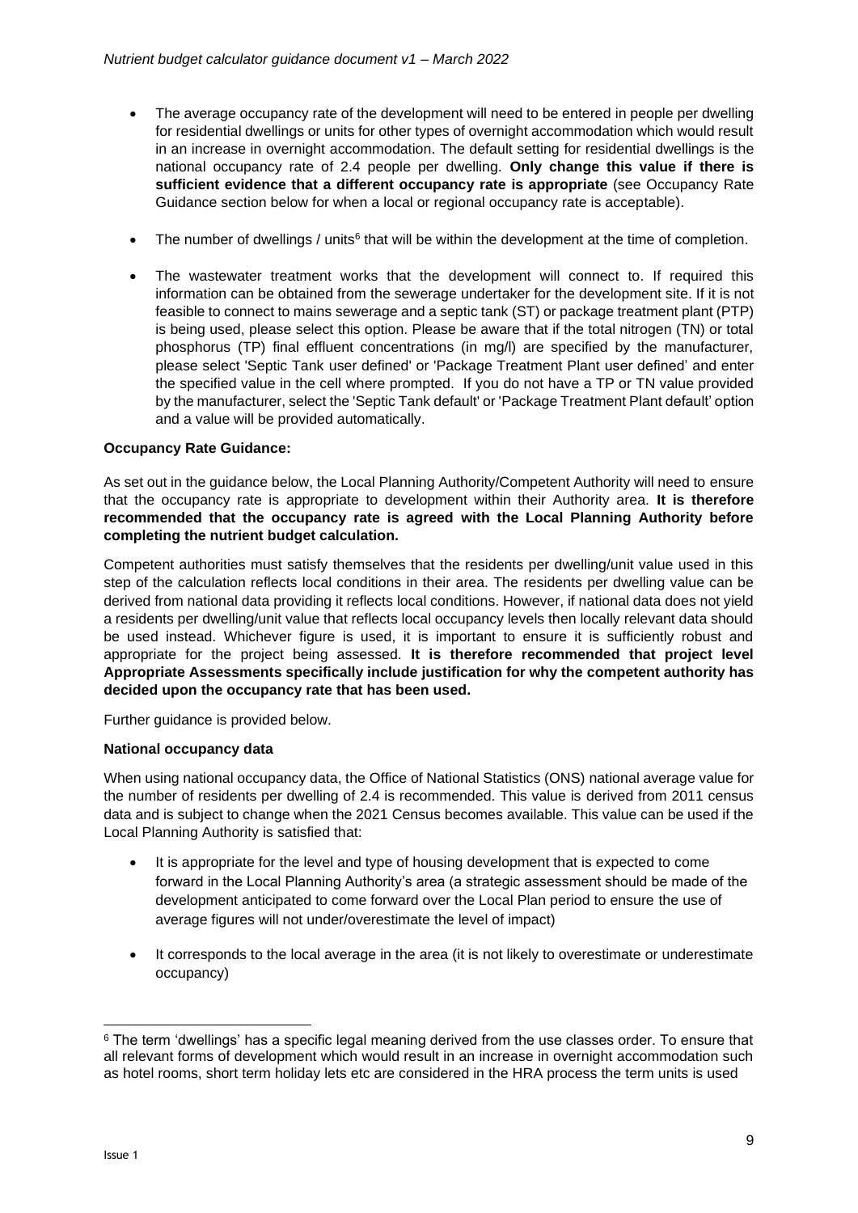- The average occupancy rate of the development will need to be entered in people per dwelling for residential dwellings or units for other types of overnight accommodation which would result in an increase in overnight accommodation. The default setting for residential dwellings is the national occupancy rate of 2.4 people per dwelling. **Only change this value if there is sufficient evidence that a different occupancy rate is appropriate** (see Occupancy Rate Guidance section below for when a local or regional occupancy rate is acceptable).

- The number of dwellings / units[6] that will be within the development at the time of completion.

- The wastewater treatment works that the development will connect to. If required this information can be obtained from the sewerage undertaker for the development site. If it is not feasible to connect to mains sewerage and a septic tank (ST) or package treatment plant (PTP) is being used, please select this option. Please be aware that if the total nitrogen (TN) or total phosphorus (TP) final effluent concentrations (in mg/l) are specified by the manufacturer, please select 'Septic Tank user defined' or 'Package Treatment Plant user defined' and enter the specified value in the cell where prompted. If you do not have a TP or TN value provided by the manufacturer, select the 'Septic Tank default' or 'Package Treatment Plant default' option and a value will be provided automatically.

**Occupancy Rate Guidance:**

As set out in the guidance below, the Local Planning Authority/Competent Authority will need to ensure that the occupancy rate is appropriate to development within their Authority area. **It is therefore recommended that the occupancy rate is agreed with the Local Planning Authority before completing the nutrient budget calculation.**

Competent authorities must satisfy themselves that the residents per dwelling/unit value used in this step of the calculation reflects local conditions in their area. The residents per dwelling value can be derived from national data providing it reflects local conditions. However, if national data does not yield a residents per dwelling/unit value that reflects local occupancy levels then locally relevant data should be used instead. Whichever figure is used, it is important to ensure it is sufficiently robust and appropriate for the project being assessed. **It is therefore recommended that project level Appropriate Assessments specifically include justification for why the competent authority has decided upon the occupancy rate that has been used.**

Further guidance is provided below.

**National occupancy data**

When using national occupancy data, the Office of National Statistics (ONS) national average value for the number of residents per dwelling of 2.4 is recommended. This value is derived from 2011 census data and is subject to change when the 2021 Census becomes available. This value can be used if the Local Planning Authority is satisfied that:

- It is appropriate for the level and type of housing development that is expected to come forward in the Local Planning Authority's area (a strategic assessment should be made of the development anticipated to come forward over the Local Plan period to ensure the use of average figures will not under/overestimate the level of impact)

- It corresponds to the local average in the area (it is not likely to overestimate or underestimate occupancy)

[6] The term 'dwellings' has a specific legal meaning derived from the use classes order. To ensure that all relevant forms of development which would result in an increase in overnight accommodation such as hotel rooms, short term holiday lets etc are considered in the HRA process the term units is used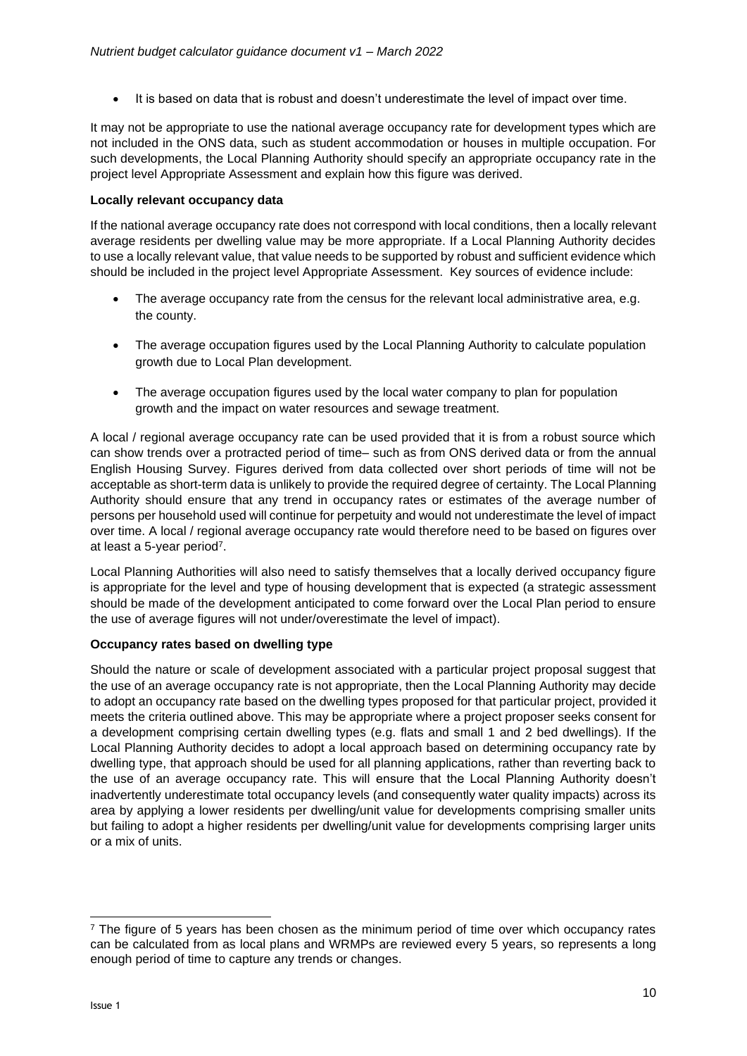- It is based on data that is robust and doesn't underestimate the level of impact over time.

It may not be appropriate to use the national average occupancy rate for development types which are not included in the ONS data, such as student accommodation or houses in multiple occupation. For such developments, the Local Planning Authority should specify an appropriate occupancy rate in the project level Appropriate Assessment and explain how this figure was derived.

**Locally relevant occupancy data**

If the national average occupancy rate does not correspond with local conditions, then a locally relevant average residents per dwelling value may be more appropriate. If a Local Planning Authority decides to use a locally relevant value, that value needs to be supported by robust and sufficient evidence which should be included in the project level Appropriate Assessment. Key sources of evidence include:

- The average occupancy rate from the census for the relevant local administrative area, e.g. the county.
- The average occupation figures used by the Local Planning Authority to calculate population growth due to Local Plan development.
- The average occupation figures used by the local water company to plan for population growth and the impact on water resources and sewage treatment.

A local / regional average occupancy rate can be used provided that it is from a robust source which can show trends over a protracted period of time– such as from ONS derived data or from the annual English Housing Survey. Figures derived from data collected over short periods of time will not be acceptable as short-term data is unlikely to provide the required degree of certainty. The Local Planning Authority should ensure that any trend in occupancy rates or estimates of the average number of persons per household used will continue for perpetuity and would not underestimate the level of impact over time. A local / regional average occupancy rate would therefore need to be based on figures over at least a 5-year period[7].

Local Planning Authorities will also need to satisfy themselves that a locally derived occupancy figure is appropriate for the level and type of housing development that is expected (a strategic assessment should be made of the development anticipated to come forward over the Local Plan period to ensure the use of average figures will not under/overestimate the level of impact).

**Occupancy rates based on dwelling type**

Should the nature or scale of development associated with a particular project proposal suggest that the use of an average occupancy rate is not appropriate, then the Local Planning Authority may decide to adopt an occupancy rate based on the dwelling types proposed for that particular project, provided it meets the criteria outlined above. This may be appropriate where a project proposer seeks consent for a development comprising certain dwelling types (e.g. flats and small 1 and 2 bed dwellings). If the Local Planning Authority decides to adopt a local approach based on determining occupancy rate by dwelling type, that approach should be used for all planning applications, rather than reverting back to the use of an average occupancy rate. This will ensure that the Local Planning Authority doesn't inadvertently underestimate total occupancy levels (and consequently water quality impacts) across its area by applying a lower residents per dwelling/unit value for developments comprising smaller units but failing to adopt a higher residents per dwelling/unit value for developments comprising larger units or a mix of units.

[7] The figure of 5 years has been chosen as the minimum period of time over which occupancy rates can be calculated from as local plans and WRMPs are reviewed every 5 years, so represents a long enough period of time to capture any trends or changes.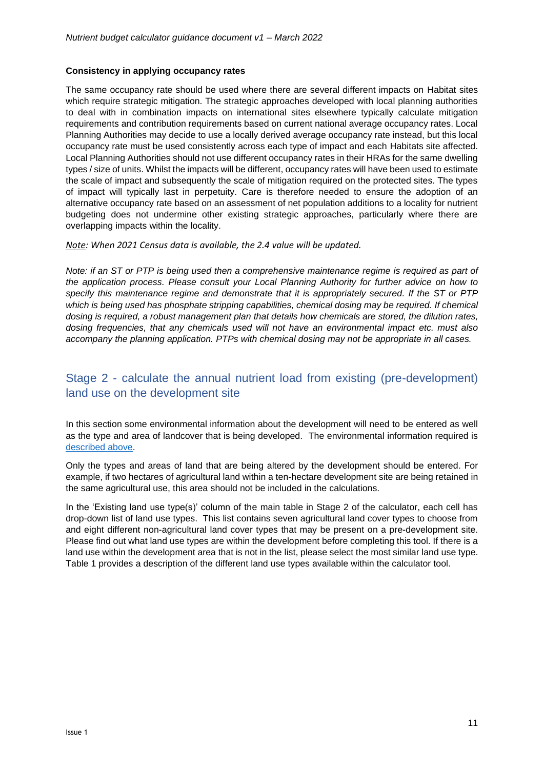**Consistency in applying occupancy rates**

The same occupancy rate should be used where there are several different impacts on Habitat sites which require strategic mitigation. The strategic approaches developed with local planning authorities to deal with in combination impacts on international sites elsewhere typically calculate mitigation requirements and contribution requirements based on current national average occupancy rates. Local Planning Authorities may decide to use a locally derived average occupancy rate instead, but this local occupancy rate must be used consistently across each type of impact and each Habitats site affected. Local Planning Authorities should not use different occupancy rates in their HRAs for the same dwelling types / size of units. Whilst the impacts will be different, occupancy rates will have been used to estimate the scale of impact and subsequently the scale of mitigation required on the protected sites. The types of impact will typically last in perpetuity. Care is therefore needed to ensure the adoption of an alternative occupancy rate based on an assessment of net population additions to a locality for nutrient budgeting does not undermine other existing strategic approaches, particularly where there are overlapping impacts within the locality.

*Note: When 2021 Census data is available, the 2.4 value will be updated.*

*Note: if an ST or PTP is being used then a comprehensive maintenance regime is required as part of the application process. Please consult your Local Planning Authority for further advice on how to specify this maintenance regime and demonstrate that it is appropriately secured. If the ST or PTP which is being used has phosphate stripping capabilities, chemical dosing may be required. If chemical dosing is required, a robust management plan that details how chemicals are stored, the dilution rates, dosing frequencies, that any chemicals used will not have an environmental impact etc. must also accompany the planning application. PTPs with chemical dosing may not be appropriate in all cases.*

## Stage 2 - calculate the annual nutrient load from existing (pre-development) land use on the development site

In this section some environmental information about the development will need to be entered as well as the type and area of landcover that is being developed. The environmental information required is described above.

Only the types and areas of land that are being altered by the development should be entered. For example, if two hectares of agricultural land within a ten-hectare development site are being retained in the same agricultural use, this area should not be included in the calculations.

In the 'Existing land use type(s)' column of the main table in Stage 2 of the calculator, each cell has drop-down list of land use types. This list contains seven agricultural land cover types to choose from and eight different non-agricultural land cover types that may be present on a pre-development site. Please find out what land use types are within the development before completing this tool. If there is a land use within the development area that is not in the list, please select the most similar land use type. Table 1 provides a description of the different land use types available within the calculator tool.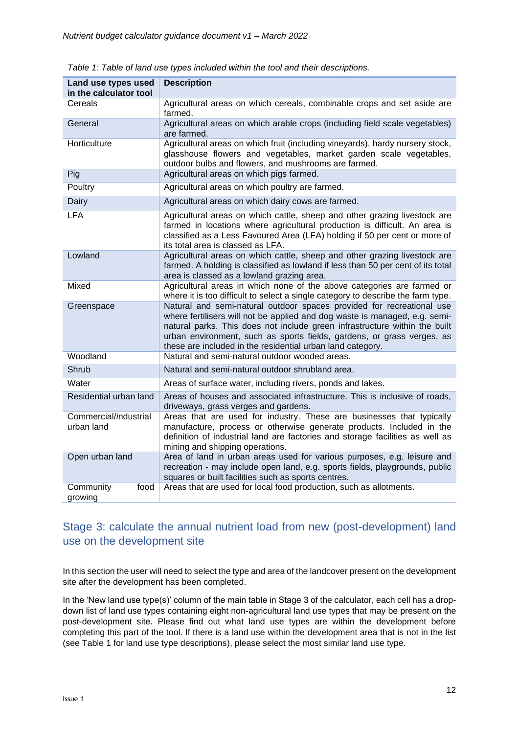*Table 1: Table of land use types included within the tool and their descriptions.*

| Land use types used in the calculator tool | Description |
| --- | --- |
| Cereals | Agricultural areas on which cereals, combinable crops and set aside are farmed. |
| General | Agricultural areas on which arable crops (including field scale vegetables) are farmed. |
| Horticulture | Agricultural areas on which fruit (including vineyards), hardy nursery stock, glasshouse flowers and vegetables, market garden scale vegetables, outdoor bulbs and flowers, and mushrooms are farmed. |
| Pig | Agricultural areas on which pigs farmed. |
| Poultry | Agricultural areas on which poultry are farmed. |
| Dairy | Agricultural areas on which dairy cows are farmed. |
| LFA | Agricultural areas on which cattle, sheep and other grazing livestock are farmed in locations where agricultural production is difficult. An area is classified as a Less Favoured Area (LFA) holding if 50 per cent or more of its total area is classed as LFA. |
| Lowland | Agricultural areas on which cattle, sheep and other grazing livestock are farmed. A holding is classified as lowland if less than 50 per cent of its total area is classed as a lowland grazing area. |
| Mixed | Agricultural areas in which none of the above categories are farmed or where it is too difficult to select a single category to describe the farm type. |
| Greenspace | Natural and semi-natural outdoor spaces provided for recreational use where fertilisers will not be applied and dog waste is managed, e.g. semi-natural parks. This does not include green infrastructure within the built urban environment, such as sports fields, gardens, or grass verges, as these are included in the residential urban land category. |
| Woodland | Natural and semi-natural outdoor wooded areas. |
| Shrub | Natural and semi-natural outdoor shrubland area. |
| Water | Areas of surface water, including rivers, ponds and lakes. |
| Residential urban land | Areas of houses and associated infrastructure. This is inclusive of roads, driveways, grass verges and gardens. |
| Commercial/industrial urban land | Areas that are used for industry. These are businesses that typically manufacture, process or otherwise generate products. Included in the definition of industrial land are factories and storage facilities as well as mining and shipping operations. |
| Open urban land | Area of land in urban areas used for various purposes, e.g. leisure and recreation - may include open land, e.g. sports fields, playgrounds, public squares or built facilities such as sports centres. |
| Community food growing | Areas that are used for local food production, such as allotments. |

## Stage 3: calculate the annual nutrient load from new (post-development) land use on the development site

In this section the user will need to select the type and area of the landcover present on the development site after the development has been completed.

In the 'New land use type(s)' column of the main table in Stage 3 of the calculator, each cell has a drop-down list of land use types containing eight non-agricultural land use types that may be present on the post-development site. Please find out what land use types are within the development before completing this part of the tool. If there is a land use within the development area that is not in the list (see Table 1 for land use type descriptions), please select the most similar land use type.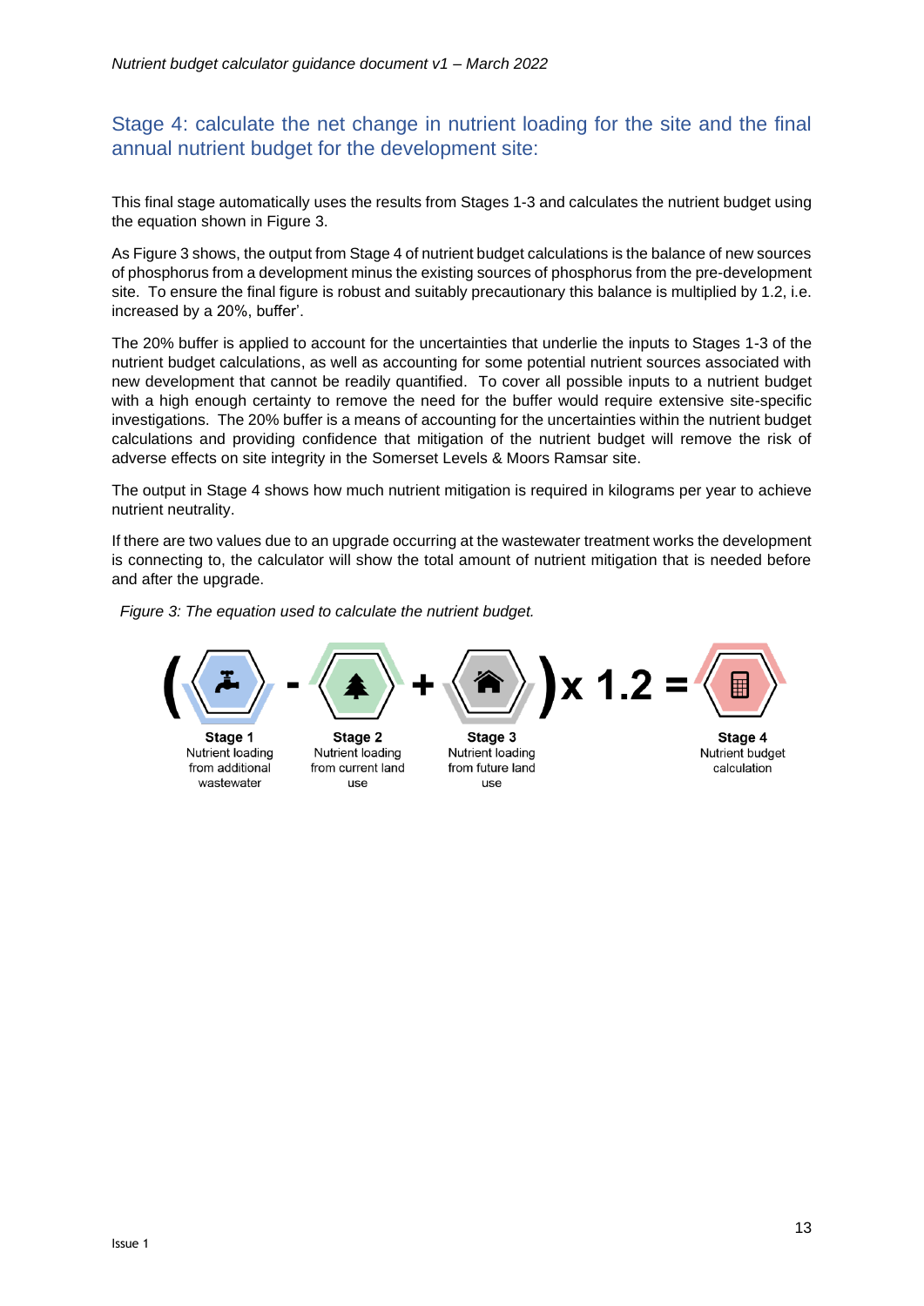## Stage 4: calculate the net change in nutrient loading for the site and the final annual nutrient budget for the development site:

This final stage automatically uses the results from Stages 1-3 and calculates the nutrient budget using the equation shown in Figure 3.

As Figure 3 shows, the output from Stage 4 of nutrient budget calculations is the balance of new sources of phosphorus from a development minus the existing sources of phosphorus from the pre-development site. To ensure the final figure is robust and suitably precautionary this balance is multiplied by 1.2, i.e. increased by a 20%, buffer'.

The 20% buffer is applied to account for the uncertainties that underlie the inputs to Stages 1-3 of the nutrient budget calculations, as well as accounting for some potential nutrient sources associated with new development that cannot be readily quantified. To cover all possible inputs to a nutrient budget with a high enough certainty to remove the need for the buffer would require extensive site-specific investigations. The 20% buffer is a means of accounting for the uncertainties within the nutrient budget calculations and providing confidence that mitigation of the nutrient budget will remove the risk of adverse effects on site integrity in the Somerset Levels & Moors Ramsar site.

The output in Stage 4 shows how much nutrient mitigation is required in kilograms per year to achieve nutrient neutrality.

If there are two values due to an upgrade occurring at the wastewater treatment works the development is connecting to, the calculator will show the total amount of nutrient mitigation that is needed before and after the upgrade.

*Figure 3: The equation used to calculate the nutrient budget.*

( - + ) x 1.2 =

**Stage 1**
Nutrient loading from additional wastewater

**Stage 2**
Nutrient loading from current land use

**Stage 3**
Nutrient loading from future land use

**Stage 4**
Nutrient budget calculation